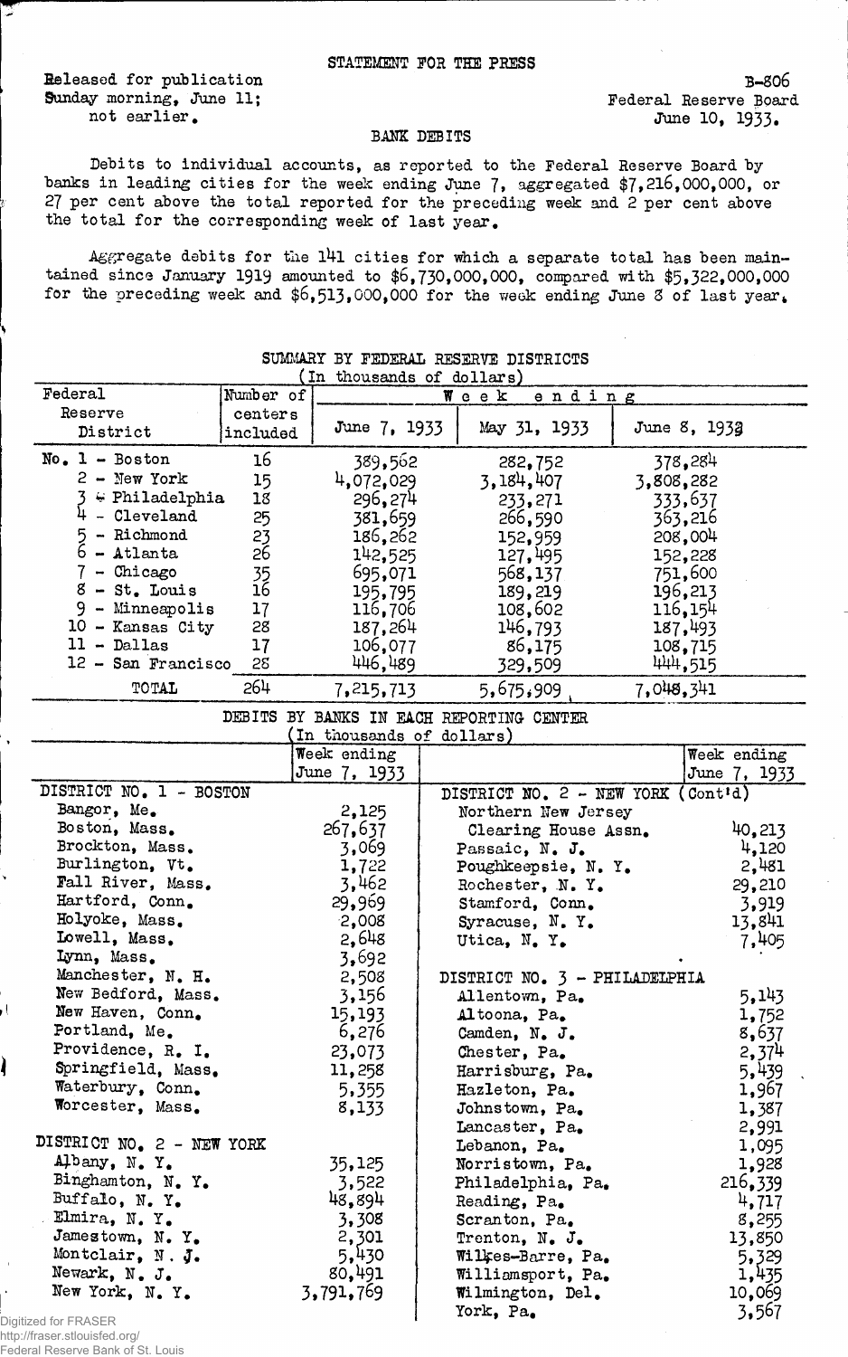STATEMENT FOR THE PRESS

Released for publication Sunday morning, June 11; not earlier.

B-806
Federal Reserve Board
June 10, 1933.

## BANK DEBITS

Debits to individual accounts, as reported to the Federal Reserve Board by banks in leading cities for the week ending June 7, aggregated $7,216,000,000, or 27 per cent above the total reported for the preceding week and 2 per cent above the total for the corresponding week of last year.

Aggregate debits for the 141 cities for which a separate total has been maintained since January 1919 amounted to $6,730,000,000, compared with $5,322,000,000 for the preceding week and $6,513,000,000 for the week ending June 8 of last year.

### SUMMARY BY FEDERAL RESERVE DISTRICTS
(In thousands of dollars)

| Federal Reserve District | Number of centers included | Week ending June 7, 1933 | Week ending May 31, 1933 | Week ending June 8, 1932 |
|---|---|---|---|---|
| No. 1 - Boston | 16 | 389,562 | 282,752 | 378,284 |
| 2 - New York | 15 | 4,072,029 | 3,184,407 | 3,808,282 |
| 3 - Philadelphia | 18 | 296,274 | 233,271 | 333,637 |
| 4 - Cleveland | 25 | 381,659 | 266,590 | 363,216 |
| 5 - Richmond | 23 | 186,262 | 152,959 | 208,004 |
| 6 - Atlanta | 26 | 142,525 | 127,495 | 152,228 |
| 7 - Chicago | 35 | 695,071 | 568,137 | 751,600 |
| 8 - St. Louis | 16 | 195,795 | 189,219 | 196,213 |
| 9 - Minneapolis | 17 | 116,706 | 108,602 | 116,154 |
| 10 - Kansas City | 28 | 187,264 | 146,793 | 187,493 |
| 11 - Dallas | 17 | 106,077 | 86,175 | 108,715 |
| 12 - San Francisco | 28 | 446,489 | 329,509 | 444,515 |
| TOTAL | 264 | 7,215,713 | 5,675,909 | 7,048,341 |

### DEBITS BY BANKS IN EACH REPORTING CENTER
(In thousands of dollars)

| | Week ending June 7, 1933 |
|---|---|
| **DISTRICT NO. 1 - BOSTON** | |
| Bangor, Me. | 2,125 |
| Boston, Mass. | 267,637 |
| Brockton, Mass. | 3,069 |
| Burlington, Vt. | 1,722 |
| Fall River, Mass. | 3,462 |
| Hartford, Conn. | 29,969 |
| Holyoke, Mass. | 2,008 |
| Lowell, Mass. | 2,648 |
| Lynn, Mass. | 3,692 |
| Manchester, N. H. | 2,508 |
| New Bedford, Mass. | 3,156 |
| New Haven, Conn. | 15,193 |
| Portland, Me. | 6,276 |
| Providence, R. I. | 23,073 |
| Springfield, Mass. | 11,258 |
| Waterbury, Conn. | 5,355 |
| Worcester, Mass. | 8,133 |
| **DISTRICT NO. 2 - NEW YORK** | |
| Albany, N. Y. | 35,125 |
| Binghamton, N. Y. | 3,522 |
| Buffalo, N. Y. | 48,894 |
| Elmira, N. Y. | 3,308 |
| Jamestown, N. Y. | 2,301 |
| Montclair, N. J. | 5,430 |
| Newark, N. J. | 80,491 |
| New York, N. Y. | 3,791,769 |
| **DISTRICT NO. 2 - NEW YORK (Cont'd)** | |
| Northern New Jersey Clearing House Assn. | 40,213 |
| Passaic, N. J. | 4,120 |
| Poughkeepsie, N. Y. | 2,481 |
| Rochester, N. Y. | 29,210 |
| Stamford, Conn. | 3,919 |
| Syracuse, N. Y. | 13,841 |
| Utica, N. Y. | 7,405 |
| **DISTRICT NO. 3 - PHILADELPHIA** | |
| Allentown, Pa. | 5,143 |
| Altoona, Pa. | 1,752 |
| Camden, N. J. | 8,637 |
| Chester, Pa. | 2,374 |
| Harrisburg, Pa. | 5,439 |
| Hazleton, Pa. | 1,967 |
| Johnstown, Pa. | 1,387 |
| Lancaster, Pa. | 2,991 |
| Lebanon, Pa. | 1,095 |
| Norristown, Pa. | 1,928 |
| Philadelphia, Pa. | 216,339 |
| Reading, Pa. | 4,717 |
| Scranton, Pa. | 8,255 |
| Trenton, N. J. | 13,850 |
| Wilkes-Barre, Pa. | 5,329 |
| Williamsport, Pa. | 1,435 |
| Wilmington, Del. | 10,069 |
| York, Pa. | 3,567 |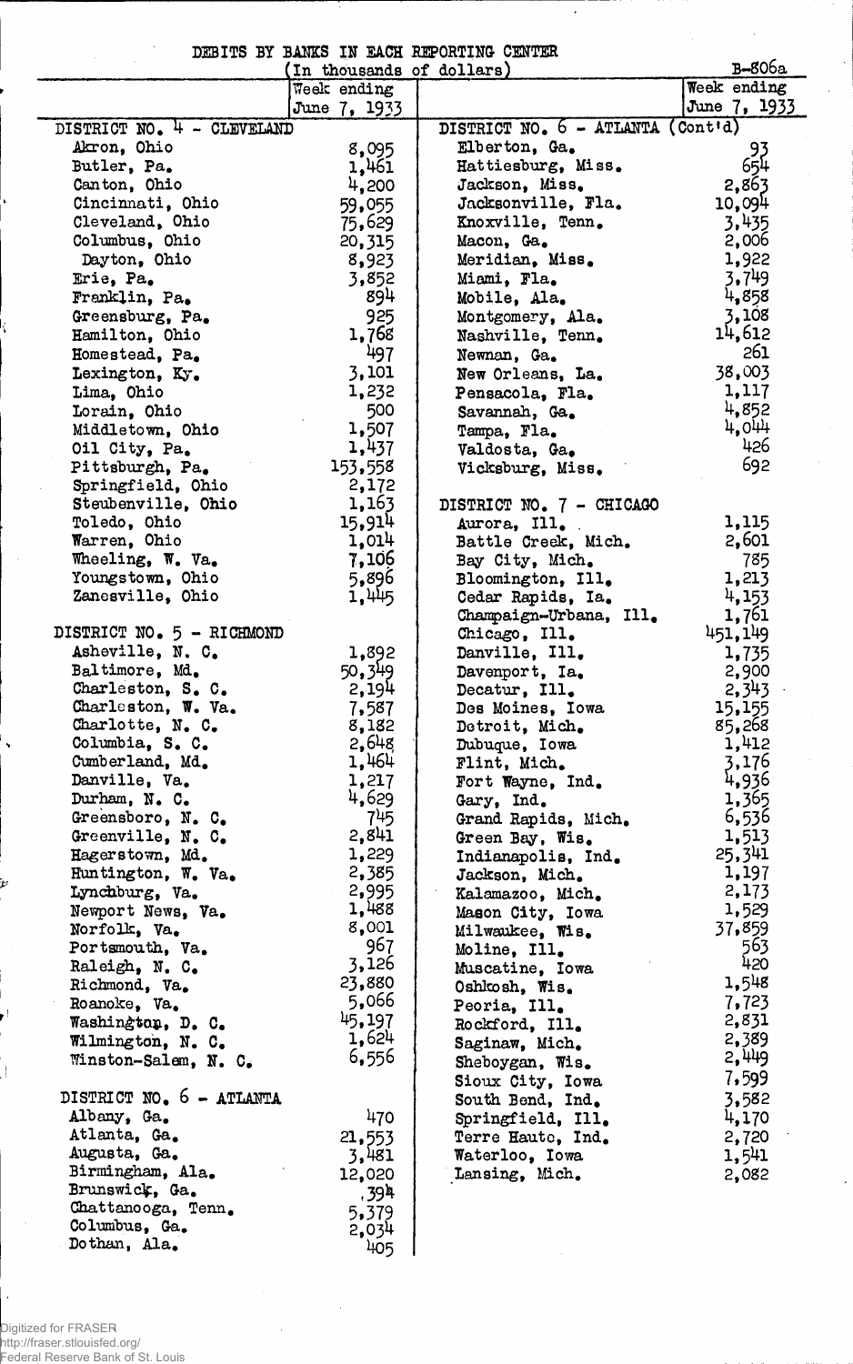DEBITS BY BANKS IN EACH REPORTING CENTER

(In thousands of dollars)

B-806a

| | Week ending June 7, 1933 |
|---|---|
| **DISTRICT NO. 4 - CLEVELAND** | |
| Akron, Ohio | 8,095 |
| Butler, Pa. | 1,461 |
| Canton, Ohio | 4,200 |
| Cincinnati, Ohio | 59,055 |
| Cleveland, Ohio | 75,629 |
| Columbus, Ohio | 20,315 |
| Dayton, Ohio | 8,923 |
| Erie, Pa. | 3,852 |
| Franklin, Pa. | 894 |
| Greensburg, Pa. | 925 |
| Hamilton, Ohio | 1,768 |
| Homestead, Pa. | 497 |
| Lexington, Ky. | 3,101 |
| Lima, Ohio | 1,232 |
| Lorain, Ohio | 500 |
| Middletown, Ohio | 1,507 |
| Oil City, Pa. | 1,437 |
| Pittsburgh, Pa. | 153,558 |
| Springfield, Ohio | 2,172 |
| Steubenville, Ohio | 1,163 |
| Toledo, Ohio | 15,914 |
| Warren, Ohio | 1,014 |
| Wheeling, W. Va. | 7,106 |
| Youngstown, Ohio | 5,896 |
| Zanesville, Ohio | 1,445 |
| **DISTRICT NO. 5 - RICHMOND** | |
| Asheville, N. C. | 1,892 |
| Baltimore, Md. | 50,349 |
| Charleston, S. C. | 2,194 |
| Charleston, W. Va. | 7,587 |
| Charlotte, N. C. | 8,182 |
| Columbia, S. C. | 2,648 |
| Cumberland, Md. | 1,464 |
| Danville, Va. | 1,217 |
| Durham, N. C. | 4,629 |
| Greensboro, N. C. | 745 |
| Greenville, N. C. | 2,841 |
| Hagerstown, Md. | 1,229 |
| Huntington, W. Va. | 2,385 |
| Lynchburg, Va. | 2,995 |
| Newport News, Va. | 1,488 |
| Norfolk, Va. | 8,001 |
| Portsmouth, Va. | 967 |
| Raleigh, N. C. | 3,126 |
| Richmond, Va. | 23,880 |
| Roanoke, Va. | 5,066 |
| Washington, D. C. | 45,197 |
| Wilmington, N. C. | 1,624 |
| Winston-Salem, N. C. | 6,556 |
| **DISTRICT NO. 6 - ATLANTA** | |
| Albany, Ga. | 470 |
| Atlanta, Ga. | 21,553 |
| Augusta, Ga. | 3,481 |
| Birmingham, Ala. | 12,020 |
| Brunswick, Ga. | 394 |
| Chattanooga, Tenn. | 5,379 |
| Columbus, Ga. | 2,034 |
| Dothan, Ala. | 405 |
| **DISTRICT NO. 6 - ATLANTA (Cont'd)** | |
| Elberton, Ga. | 93 |
| Hattiesburg, Miss. | 654 |
| Jackson, Miss. | 2,863 |
| Jacksonville, Fla. | 10,094 |
| Knoxville, Tenn. | 3,435 |
| Macon, Ga. | 2,006 |
| Meridian, Miss. | 1,922 |
| Miami, Fla. | 3,749 |
| Mobile, Ala. | 4,858 |
| Montgomery, Ala. | 3,108 |
| Nashville, Tenn. | 14,612 |
| Newnan, Ga. | 261 |
| New Orleans, La. | 38,003 |
| Pensacola, Fla. | 1,117 |
| Savannah, Ga. | 4,852 |
| Tampa, Fla. | 4,044 |
| Valdosta, Ga. | 426 |
| Vicksburg, Miss. | 692 |
| **DISTRICT NO. 7 - CHICAGO** | |
| Aurora, Ill. | 1,115 |
| Battle Creek, Mich. | 2,601 |
| Bay City, Mich. | 785 |
| Bloomington, Ill. | 1,213 |
| Cedar Rapids, Ia. | 4,153 |
| Champaign-Urbana, Ill. | 1,761 |
| Chicago, Ill. | 451,149 |
| Danville, Ill. | 1,735 |
| Davenport, Ia. | 2,900 |
| Decatur, Ill. | 2,343 |
| Des Moines, Iowa | 15,155 |
| Detroit, Mich. | 85,268 |
| Dubuque, Iowa | 1,412 |
| Flint, Mich. | 3,176 |
| Fort Wayne, Ind. | 4,936 |
| Gary, Ind. | 1,365 |
| Grand Rapids, Mich. | 6,536 |
| Green Bay, Wis. | 1,513 |
| Indianapolis, Ind. | 25,341 |
| Jackson, Mich. | 1,197 |
| Kalamazoo, Mich. | 2,173 |
| Mason City, Iowa | 1,529 |
| Milwaukee, Wis. | 37,859 |
| Moline, Ill. | 563 |
| Muscatine, Iowa | 420 |
| Oshkosh, Wis. | 1,548 |
| Peoria, Ill. | 7,723 |
| Rockford, Ill. | 2,831 |
| Saginaw, Mich. | 2,389 |
| Sheboygan, Wis. | 2,449 |
| Sioux City, Iowa | 7,599 |
| South Bend, Ind. | 3,582 |
| Springfield, Ill. | 4,170 |
| Terre Haute, Ind. | 2,720 |
| Waterloo, Iowa | 1,541 |
| Lansing, Mich. | 2,082 |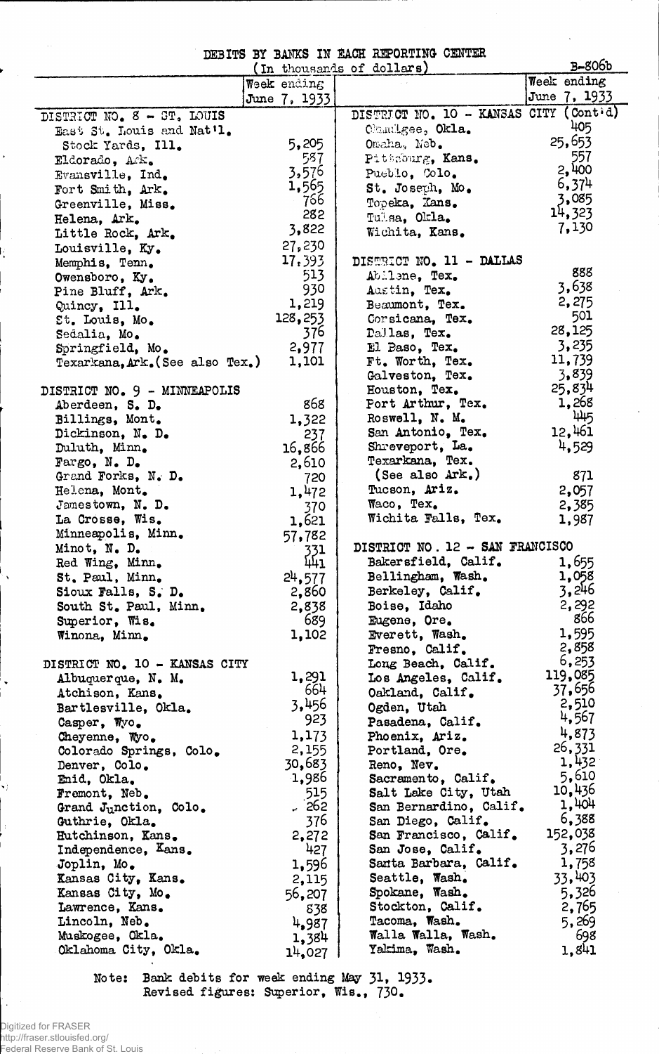# DEBITS BY BANKS IN EACH REPORTING CENTER

(In thousands of dollars)

B-806b

| | Week ending June 7, 1933 |
|---|---|
| **DISTRICT NO. 8 - ST. LOUIS** | |
| East St. Louis and Nat'l. Stock Yards, Ill. | 5,205 |
| Eldorado, Ark. | 587 |
| Evansville, Ind. | 3,576 |
| Fort Smith, Ark. | 1,565 |
| Greenville, Miss. | 766 |
| Helena, Ark. | 282 |
| Little Rock, Ark. | 3,822 |
| Louisville, Ky. | 27,230 |
| Memphis, Tenn. | 17,393 |
| Owensboro, Ky. | 513 |
| Pine Bluff, Ark. | 930 |
| Quincy, Ill. | 1,219 |
| St. Louis, Mo. | 128,253 |
| Sedalia, Mo. | 376 |
| Springfield, Mo. | 2,977 |
| Texarkana, Ark. (See also Tex.) | 1,101 |
| **DISTRICT NO. 9 - MINNEAPOLIS** | |
| Aberdeen, S. D. | 868 |
| Billings, Mont. | 1,322 |
| Dickinson, N. D. | 237 |
| Duluth, Minn. | 16,866 |
| Fargo, N. D. | 2,610 |
| Grand Forks, N. D. | 720 |
| Helena, Mont. | 1,472 |
| Jamestown, N. D. | 370 |
| La Crosse, Wis. | 1,621 |
| Minneapolis, Minn. | 57,782 |
| Minot, N. D. | 331 |
| Red Wing, Minn. | 441 |
| St. Paul, Minn. | 24,577 |
| Sioux Falls, S. D. | 2,860 |
| South St. Paul, Minn. | 2,838 |
| Superior, Wis. | 689 |
| Winona, Minn. | 1,102 |
| **DISTRICT NO. 10 - KANSAS CITY** | |
| Albuquerque, N. M. | 1,291 |
| Atchison, Kans. | 664 |
| Bartlesville, Okla. | 3,456 |
| Casper, Wyo. | 923 |
| Cheyenne, Wyo. | 1,173 |
| Colorado Springs, Colo. | 2,155 |
| Denver, Colo. | 30,683 |
| Enid, Okla. | 1,986 |
| Fremont, Neb. | 515 |
| Grand Junction, Colo. | 262 |
| Guthrie, Okla. | 376 |
| Hutchinson, Kans. | 2,272 |
| Independence, Kans. | 427 |
| Joplin, Mo. | 1,596 |
| Kansas City, Kans. | 2,115 |
| Kansas City, Mo. | 56,207 |
| Lawrence, Kans. | 838 |
| Lincoln, Neb. | 4,987 |
| Muskogee, Okla. | 1,384 |
| Oklahoma City, Okla. | 14,027 |
| **DISTRICT NO. 10 - KANSAS CITY (Cont'd)** | |
| Okmulgee, Okla. | 405 |
| Omaha, Neb. | 25,653 |
| Pittsburg, Kans. | 557 |
| Pueblo, Colo. | 2,400 |
| St. Joseph, Mo. | 6,374 |
| Topeka, Kans. | 3,085 |
| Tulsa, Okla. | 14,323 |
| Wichita, Kans. | 7,130 |
| **DISTRICT NO. 11 - DALLAS** | |
| Abilene, Tex. | 888 |
| Austin, Tex. | 3,638 |
| Beaumont, Tex. | 2,275 |
| Corsicana, Tex. | 501 |
| Dallas, Tex. | 28,125 |
| El Paso, Tex. | 3,235 |
| Ft. Worth, Tex. | 11,739 |
| Galveston, Tex. | 3,839 |
| Houston, Tex. | 25,834 |
| Port Arthur, Tex. | 1,268 |
| Roswell, N. M. | 445 |
| San Antonio, Tex. | 12,461 |
| Shreveport, La. | 4,529 |
| Texarkana, Tex. (See also Ark.) | 871 |
| Tucson, Ariz. | 2,057 |
| Waco, Tex. | 2,385 |
| Wichita Falls, Tex. | 1,987 |
| **DISTRICT NO. 12 - SAN FRANCISCO** | |
| Bakersfield, Calif. | 1,655 |
| Bellingham, Wash. | 1,058 |
| Berkeley, Calif. | 3,246 |
| Boise, Idaho | 2,292 |
| Eugene, Ore. | 866 |
| Everett, Wash. | 1,595 |
| Fresno, Calif. | 2,858 |
| Long Beach, Calif. | 6,253 |
| Los Angeles, Calif. | 119,085 |
| Oakland, Calif. | 37,656 |
| Ogden, Utah | 2,510 |
| Pasadena, Calif. | 4,567 |
| Phoenix, Ariz. | 4,873 |
| Portland, Ore. | 26,331 |
| Reno, Nev. | 1,432 |
| Sacramento, Calif. | 5,610 |
| Salt Lake City, Utah | 10,436 |
| San Bernardino, Calif. | 1,404 |
| San Diego, Calif. | 6,388 |
| San Francisco, Calif. | 152,038 |
| San Jose, Calif. | 3,276 |
| Santa Barbara, Calif. | 1,758 |
| Seattle, Wash. | 33,403 |
| Spokane, Wash. | 5,326 |
| Stockton, Calif. | 2,765 |
| Tacoma, Wash. | 5,269 |
| Walla Walla, Wash. | 698 |
| Yakima, Wash. | 1,841 |

Note: Bank debits for week ending May 31, 1933.
Revised figures: Superior, Wis., 730.